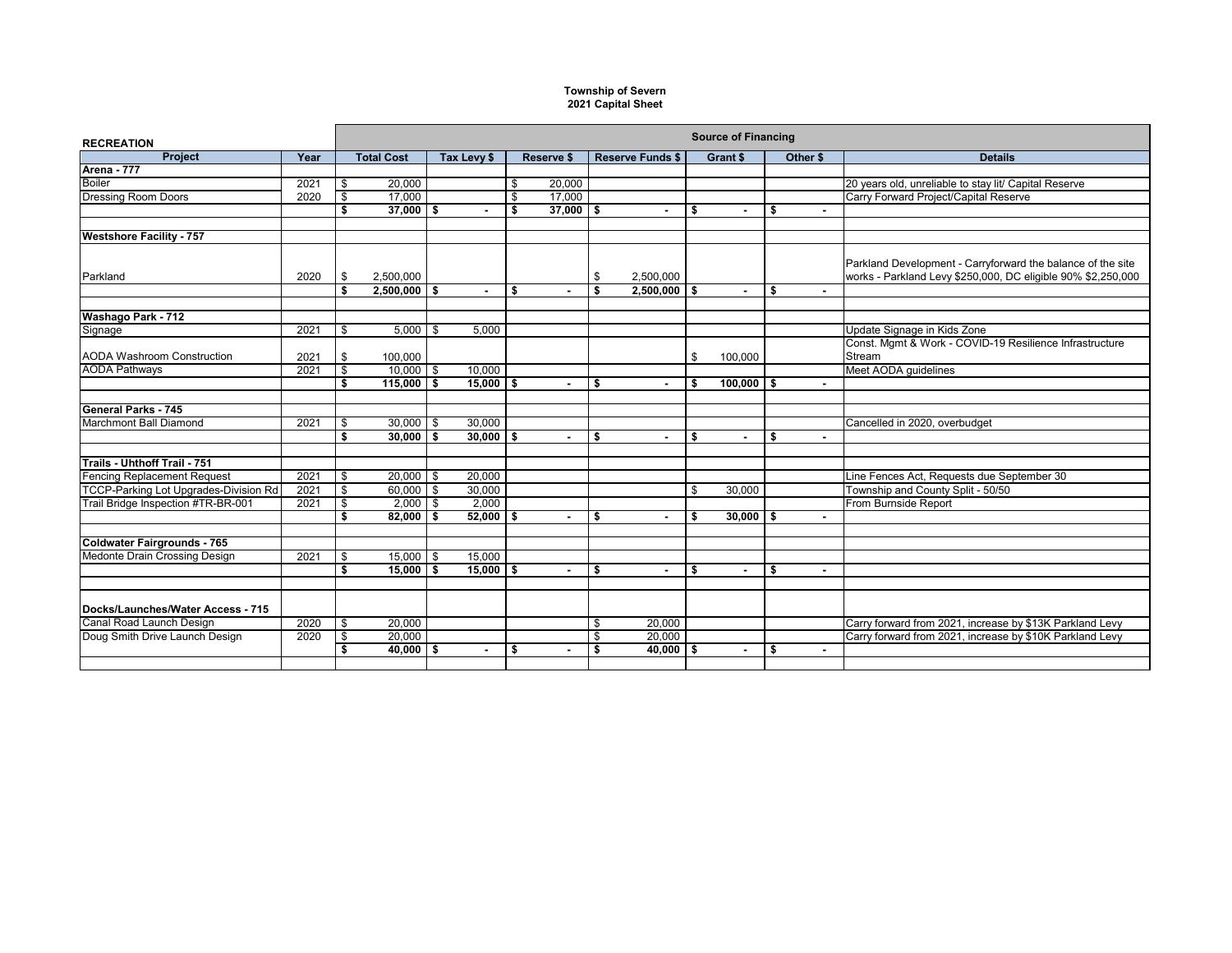**Township of Severn**
**2021 Capital Sheet**

| RECREATION | | Source of Financing | | | | | | |
|---|---|---|---|---|---|---|---|---|
| **Project** | **Year** | **Total Cost** | **Tax Levy $** | **Reserve $** | **Reserve Funds $** | **Grant $** | **Other $** | **Details** |
| **Arena - 777** | | | | | | | | |
| Boiler | 2021 | $ 20,000 | | $ 20,000 | | | | 20 years old, unreliable to stay lit/ Capital Reserve |
| Dressing Room Doors | 2020 | $ 17,000 | | $ 17,000 | | | | Carry Forward Project/Capital Reserve |
| | | **$ 37,000** | **$ -** | **$ 37,000** | **$ -** | **$ -** | **$ -** | |
| | | | | | | | | |
| **Westshore Facility - 757** | | | | | | | | |
| Parkland | 2020 | $ 2,500,000 | | | $ 2,500,000 | | | Parkland Development - Carryforward the balance of the site works - Parkland Levy $250,000, DC eligible 90% $2,250,000 |
| | | **$ 2,500,000** | **$ -** | **$ -** | **$ 2,500,000** | **$ -** | **$ -** | |
| | | | | | | | | |
| **Washago Park - 712** | | | | | | | | |
| Signage | 2021 | $ 5,000 | $ 5,000 | | | | | Update Signage in Kids Zone |
| AODA Washroom Construction | 2021 | $ 100,000 | | | | $ 100,000 | | Const. Mgmt & Work - COVID-19 Resilience Infrastructure Stream |
| AODA Pathways | 2021 | $ 10,000 | $ 10,000 | | | | | Meet AODA guidelines |
| | | **$ 115,000** | **$ 15,000** | **$ -** | **$ -** | **$ 100,000** | **$ -** | |
| | | | | | | | | |
| **General Parks - 745** | | | | | | | | |
| Marchmont Ball Diamond | 2021 | $ 30,000 | $ 30,000 | | | | | Cancelled in 2020, overbudget |
| | | **$ 30,000** | **$ 30,000** | **$ -** | **$ -** | **$ -** | **$ -** | |
| | | | | | | | | |
| **Trails - Uhthoff Trail - 751** | | | | | | | | |
| Fencing Replacement Request | 2021 | $ 20,000 | $ 20,000 | | | | | Line Fences Act, Requests due September 30 |
| TCCP-Parking Lot Upgrades-Division Rd | 2021 | $ 60,000 | $ 30,000 | | | $ 30,000 | | Township and County Split - 50/50 |
| Trail Bridge Inspection #TR-BR-001 | 2021 | $ 2,000 | $ 2,000 | | | | | From Burnside Report |
| | | **$ 82,000** | **$ 52,000** | **$ -** | **$ -** | **$ 30,000** | **$ -** | |
| | | | | | | | | |
| **Coldwater Fairgrounds - 765** | | | | | | | | |
| Medonte Drain Crossing Design | 2021 | $ 15,000 | $ 15,000 | | | | | |
| | | **$ 15,000** | **$ 15,000** | **$ -** | **$ -** | **$ -** | **$ -** | |
| | | | | | | | | |
| **Docks/Launches/Water Access - 715** | | | | | | | | |
| Canal Road Launch Design | 2020 | $ 20,000 | | | $ 20,000 | | | Carry forward from 2021, increase by $13K Parkland Levy |
| Doug Smith Drive Launch Design | 2020 | $ 20,000 | | | $ 20,000 | | | Carry forward from 2021, increase by $10K Parkland Levy |
| | | **$ 40,000** | **$ -** | **$ -** | **$ 40,000** | **$ -** | **$ -** | |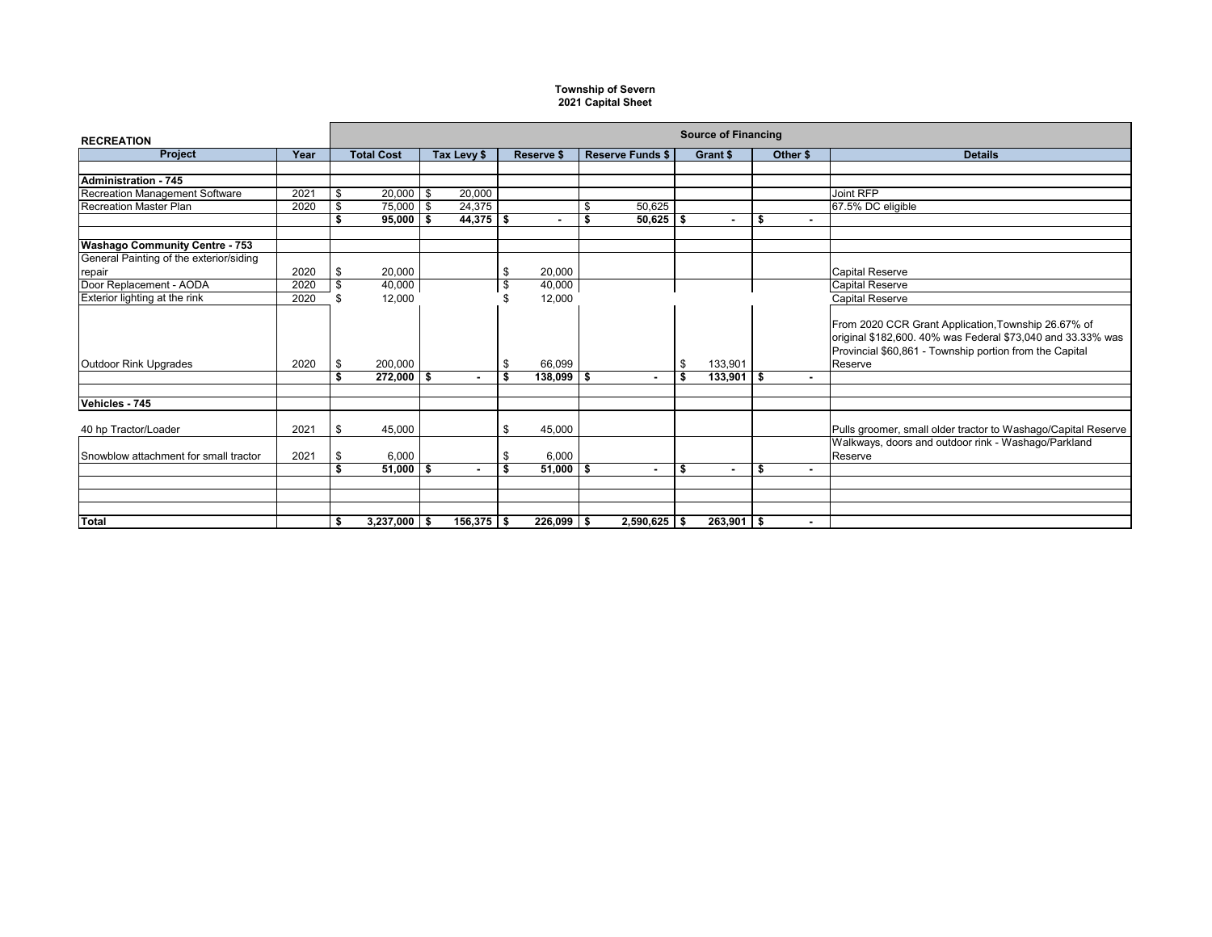**Township of Severn**
**2021 Capital Sheet**

| RECREATION | | Source of Financing | | | | | | |
|---|---|---|---|---|---|---|---|---|
| **Project** | **Year** | **Total Cost** | **Tax Levy $** | **Reserve $** | **Reserve Funds $** | **Grant $** | **Other $** | **Details** |
| | | | | | | | | |
| **Administration - 745** | | | | | | | | |
| Recreation Management Software | 2021 | $ 20,000 | $ 20,000 | | | | | Joint RFP |
| Recreation Master Plan | 2020 | $ 75,000 | $ 24,375 | | $ 50,625 | | | 67.5% DC eligible |
| | | **$ 95,000** | **$ 44,375** | **$ -** | **$ 50,625** | **$ -** | **$ -** | |
| | | | | | | | | |
| **Washago Community Centre - 753** | | | | | | | | |
| General Painting of the exterior/siding repair | 2020 | $ 20,000 | | $ 20,000 | | | | Capital Reserve |
| Door Replacement - AODA | 2020 | $ 40,000 | | $ 40,000 | | | | Capital Reserve |
| Exterior lighting at the rink | 2020 | $ 12,000 | | $ 12,000 | | | | Capital Reserve |
| Outdoor Rink Upgrades | 2020 | $ 200,000 | | $ 66,099 | | $ 133,901 | | From 2020 CCR Grant Application,Township 26.67% of original $182,600. 40% was Federal $73,040 and 33.33% was Provincial $60,861 - Township portion from the Capital Reserve |
| | | **$ 272,000** | **$ -** | **$ 138,099** | **$ -** | **$ 133,901** | **$ -** | |
| | | | | | | | | |
| **Vehicles - 745** | | | | | | | | |
| 40 hp Tractor/Loader | 2021 | $ 45,000 | | $ 45,000 | | | | Pulls groomer, small older tractor to Washago/Capital Reserve |
| Snowblow attachment for small tractor | 2021 | $ 6,000 | | $ 6,000 | | | | Walkways, doors and outdoor rink - Washago/Parkland Reserve |
| | | **$ 51,000** | **$ -** | **$ 51,000** | **$ -** | **$ -** | **$ -** | |
| | | | | | | | | |
| | | | | | | | | |
| | | | | | | | | |
| **Total** | | **$ 3,237,000** | **$ 156,375** | **$ 226,099** | **$ 2,590,625** | **$ 263,901** | **$ -** | |